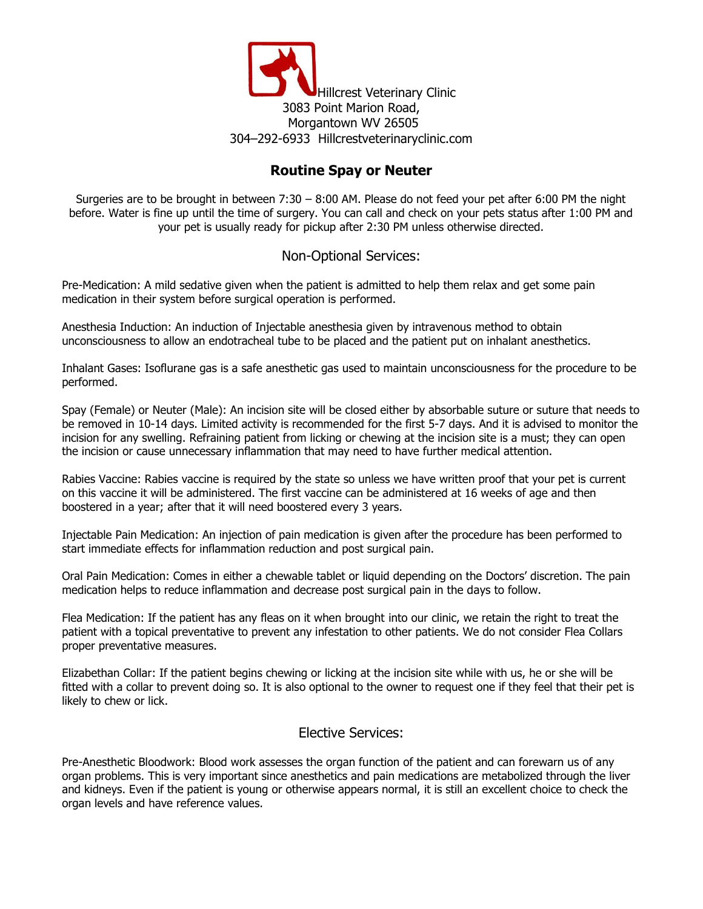Hillcrest Veterinary Clinic
3083 Point Marion Road,
Morgantown WV 26505
304–292-6933 Hillcrestveterinaryclinic.com

# Routine Spay or Neuter

Surgeries are to be brought in between 7:30 – 8:00 AM. Please do not feed your pet after 6:00 PM the night before. Water is fine up until the time of surgery. You can call and check on your pets status after 1:00 PM and your pet is usually ready for pickup after 2:30 PM unless otherwise directed.

## Non-Optional Services:

Pre-Medication: A mild sedative given when the patient is admitted to help them relax and get some pain medication in their system before surgical operation is performed.

Anesthesia Induction: An induction of Injectable anesthesia given by intravenous method to obtain unconsciousness to allow an endotracheal tube to be placed and the patient put on inhalant anesthetics.

Inhalant Gases: Isoflurane gas is a safe anesthetic gas used to maintain unconsciousness for the procedure to be performed.

Spay (Female) or Neuter (Male): An incision site will be closed either by absorbable suture or suture that needs to be removed in 10-14 days. Limited activity is recommended for the first 5-7 days. And it is advised to monitor the incision for any swelling. Refraining patient from licking or chewing at the incision site is a must; they can open the incision or cause unnecessary inflammation that may need to have further medical attention.

Rabies Vaccine: Rabies vaccine is required by the state so unless we have written proof that your pet is current on this vaccine it will be administered. The first vaccine can be administered at 16 weeks of age and then boostered in a year; after that it will need boostered every 3 years.

Injectable Pain Medication: An injection of pain medication is given after the procedure has been performed to start immediate effects for inflammation reduction and post surgical pain.

Oral Pain Medication: Comes in either a chewable tablet or liquid depending on the Doctors' discretion. The pain medication helps to reduce inflammation and decrease post surgical pain in the days to follow.

Flea Medication: If the patient has any fleas on it when brought into our clinic, we retain the right to treat the patient with a topical preventative to prevent any infestation to other patients. We do not consider Flea Collars proper preventative measures.

Elizabethan Collar: If the patient begins chewing or licking at the incision site while with us, he or she will be fitted with a collar to prevent doing so. It is also optional to the owner to request one if they feel that their pet is likely to chew or lick.

## Elective Services:

Pre-Anesthetic Bloodwork: Blood work assesses the organ function of the patient and can forewarn us of any organ problems. This is very important since anesthetics and pain medications are metabolized through the liver and kidneys. Even if the patient is young or otherwise appears normal, it is still an excellent choice to check the organ levels and have reference values.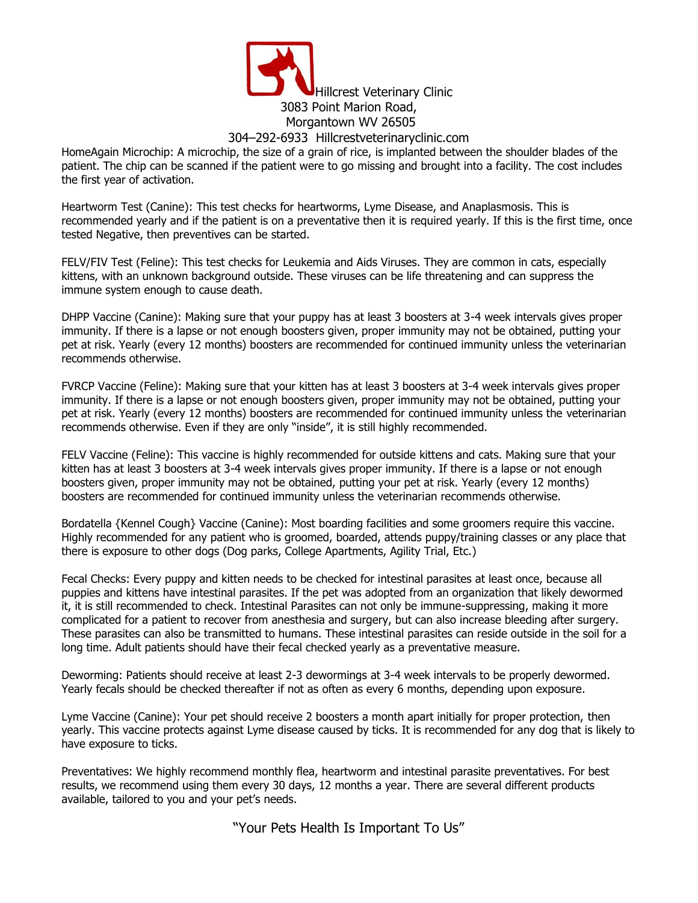Hillcrest Veterinary Clinic
3083 Point Marion Road,
Morgantown WV 26505
304–292-6933 Hillcrestveterinaryclinic.com

HomeAgain Microchip: A microchip, the size of a grain of rice, is implanted between the shoulder blades of the patient. The chip can be scanned if the patient were to go missing and brought into a facility. The cost includes the first year of activation.

Heartworm Test (Canine): This test checks for heartworms, Lyme Disease, and Anaplasmosis. This is recommended yearly and if the patient is on a preventative then it is required yearly. If this is the first time, once tested Negative, then preventives can be started.

FELV/FIV Test (Feline): This test checks for Leukemia and Aids Viruses. They are common in cats, especially kittens, with an unknown background outside. These viruses can be life threatening and can suppress the immune system enough to cause death.

DHPP Vaccine (Canine): Making sure that your puppy has at least 3 boosters at 3-4 week intervals gives proper immunity. If there is a lapse or not enough boosters given, proper immunity may not be obtained, putting your pet at risk. Yearly (every 12 months) boosters are recommended for continued immunity unless the veterinarian recommends otherwise.

FVRCP Vaccine (Feline): Making sure that your kitten has at least 3 boosters at 3-4 week intervals gives proper immunity. If there is a lapse or not enough boosters given, proper immunity may not be obtained, putting your pet at risk. Yearly (every 12 months) boosters are recommended for continued immunity unless the veterinarian recommends otherwise. Even if they are only "inside", it is still highly recommended.

FELV Vaccine (Feline): This vaccine is highly recommended for outside kittens and cats. Making sure that your kitten has at least 3 boosters at 3-4 week intervals gives proper immunity. If there is a lapse or not enough boosters given, proper immunity may not be obtained, putting your pet at risk. Yearly (every 12 months) boosters are recommended for continued immunity unless the veterinarian recommends otherwise.

Bordatella {Kennel Cough} Vaccine (Canine): Most boarding facilities and some groomers require this vaccine. Highly recommended for any patient who is groomed, boarded, attends puppy/training classes or any place that there is exposure to other dogs (Dog parks, College Apartments, Agility Trial, Etc.)

Fecal Checks: Every puppy and kitten needs to be checked for intestinal parasites at least once, because all puppies and kittens have intestinal parasites. If the pet was adopted from an organization that likely dewormed it, it is still recommended to check. Intestinal Parasites can not only be immune-suppressing, making it more complicated for a patient to recover from anesthesia and surgery, but can also increase bleeding after surgery. These parasites can also be transmitted to humans. These intestinal parasites can reside outside in the soil for a long time. Adult patients should have their fecal checked yearly as a preventative measure.

Deworming: Patients should receive at least 2-3 dewormings at 3-4 week intervals to be properly dewormed. Yearly fecals should be checked thereafter if not as often as every 6 months, depending upon exposure.

Lyme Vaccine (Canine): Your pet should receive 2 boosters a month apart initially for proper protection, then yearly. This vaccine protects against Lyme disease caused by ticks. It is recommended for any dog that is likely to have exposure to ticks.

Preventatives: We highly recommend monthly flea, heartworm and intestinal parasite preventatives. For best results, we recommend using them every 30 days, 12 months a year. There are several different products available, tailored to you and your pet's needs.

"Your Pets Health Is Important To Us"